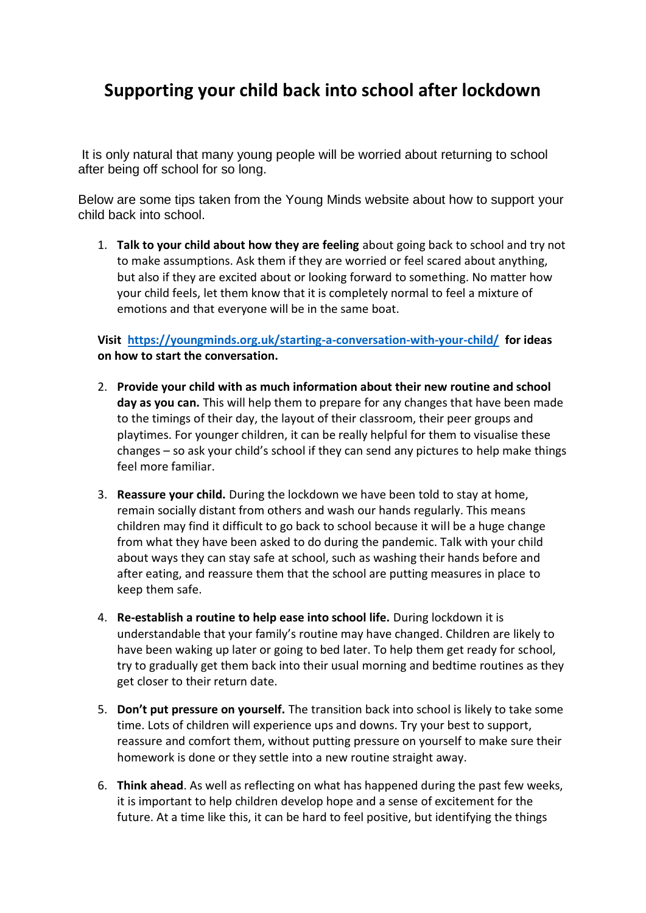# Supporting your child back into school after lockdown

It is only natural that many young people will be worried about returning to school after being off school for so long.

Below are some tips taken from the Young Minds website about how to support your child back into school.

1. **Talk to your child about how they are feeling** about going back to school and try not to make assumptions. Ask them if they are worried or feel scared about anything, but also if they are excited about or looking forward to something. No matter how your child feels, let them know that it is completely normal to feel a mixture of emotions and that everyone will be in the same boat.

**Visit [https://youngminds.org.uk/starting-a-conversation-with-your-child/](https://youngminds.org.uk/starting-a-conversation-with-your-child/) for ideas on how to start the conversation.**

2. **Provide your child with as much information about their new routine and school day as you can.** This will help them to prepare for any changes that have been made to the timings of their day, the layout of their classroom, their peer groups and playtimes. For younger children, it can be really helpful for them to visualise these changes – so ask your child's school if they can send any pictures to help make things feel more familiar.

3. **Reassure your child.** During the lockdown we have been told to stay at home, remain socially distant from others and wash our hands regularly. This means children may find it difficult to go back to school because it will be a huge change from what they have been asked to do during the pandemic. Talk with your child about ways they can stay safe at school, such as washing their hands before and after eating, and reassure them that the school are putting measures in place to keep them safe.

4. **Re-establish a routine to help ease into school life.** During lockdown it is understandable that your family's routine may have changed. Children are likely to have been waking up later or going to bed later. To help them get ready for school, try to gradually get them back into their usual morning and bedtime routines as they get closer to their return date.

5. **Don't put pressure on yourself.** The transition back into school is likely to take some time. Lots of children will experience ups and downs. Try your best to support, reassure and comfort them, without putting pressure on yourself to make sure their homework is done or they settle into a new routine straight away.

6. **Think ahead**. As well as reflecting on what has happened during the past few weeks, it is important to help children develop hope and a sense of excitement for the future. At a time like this, it can be hard to feel positive, but identifying the things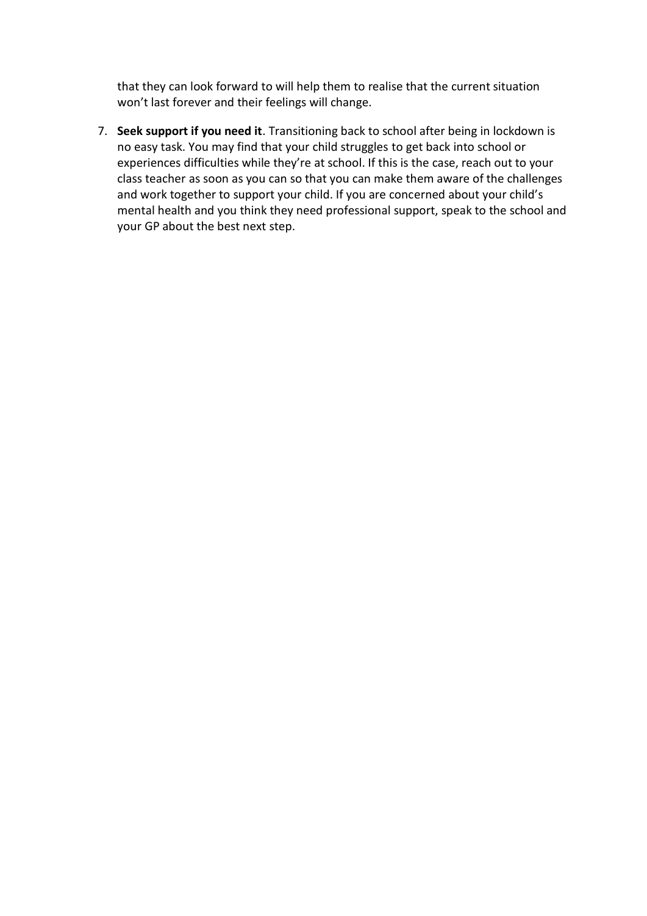that they can look forward to will help them to realise that the current situation won't last forever and their feelings will change.

7. **Seek support if you need it**. Transitioning back to school after being in lockdown is no easy task. You may find that your child struggles to get back into school or experiences difficulties while they're at school. If this is the case, reach out to your class teacher as soon as you can so that you can make them aware of the challenges and work together to support your child. If you are concerned about your child's mental health and you think they need professional support, speak to the school and your GP about the best next step.